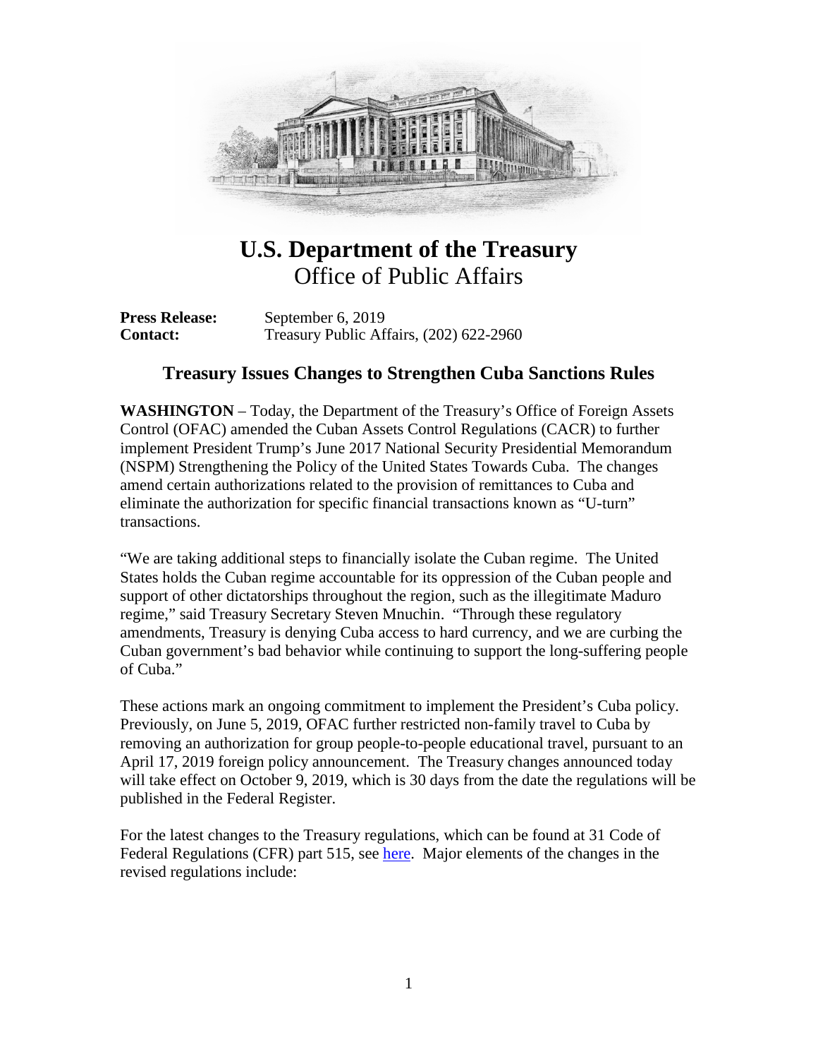# U.S. Department of the Treasury

## Office of Public Affairs

**Press Release:** September 6, 2019
**Contact:** Treasury Public Affairs, (202) 622-2960

## Treasury Issues Changes to Strengthen Cuba Sanctions Rules

**WASHINGTON** – Today, the Department of the Treasury's Office of Foreign Assets Control (OFAC) amended the Cuban Assets Control Regulations (CACR) to further implement President Trump's June 2017 National Security Presidential Memorandum (NSPM) Strengthening the Policy of the United States Towards Cuba. The changes amend certain authorizations related to the provision of remittances to Cuba and eliminate the authorization for specific financial transactions known as "U-turn" transactions.

"We are taking additional steps to financially isolate the Cuban regime. The United States holds the Cuban regime accountable for its oppression of the Cuban people and support of other dictatorships throughout the region, such as the illegitimate Maduro regime," said Treasury Secretary Steven Mnuchin. "Through these regulatory amendments, Treasury is denying Cuba access to hard currency, and we are curbing the Cuban government's bad behavior while continuing to support the long-suffering people of Cuba."

These actions mark an ongoing commitment to implement the President's Cuba policy. Previously, on June 5, 2019, OFAC further restricted non-family travel to Cuba by removing an authorization for group people-to-people educational travel, pursuant to an April 17, 2019 foreign policy announcement. The Treasury changes announced today will take effect on October 9, 2019, which is 30 days from the date the regulations will be published in the Federal Register.

For the latest changes to the Treasury regulations, which can be found at 31 Code of Federal Regulations (CFR) part 515, see here. Major elements of the changes in the revised regulations include: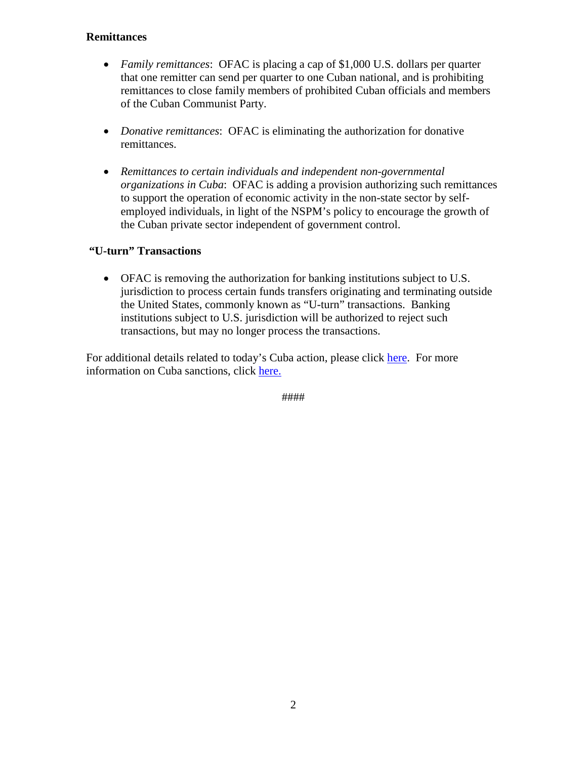**Remittances**

- *Family remittances*: OFAC is placing a cap of $1,000 U.S. dollars per quarter that one remitter can send per quarter to one Cuban national, and is prohibiting remittances to close family members of prohibited Cuban officials and members of the Cuban Communist Party.

- *Donative remittances*: OFAC is eliminating the authorization for donative remittances.

- *Remittances to certain individuals and independent non-governmental organizations in Cuba*: OFAC is adding a provision authorizing such remittances to support the operation of economic activity in the non-state sector by self-employed individuals, in light of the NSPM's policy to encourage the growth of the Cuban private sector independent of government control.

**"U-turn" Transactions**

- OFAC is removing the authorization for banking institutions subject to U.S. jurisdiction to process certain funds transfers originating and terminating outside the United States, commonly known as "U-turn" transactions. Banking institutions subject to U.S. jurisdiction will be authorized to reject such transactions, but may no longer process the transactions.

For additional details related to today's Cuba action, please click here. For more information on Cuba sanctions, click here.

####